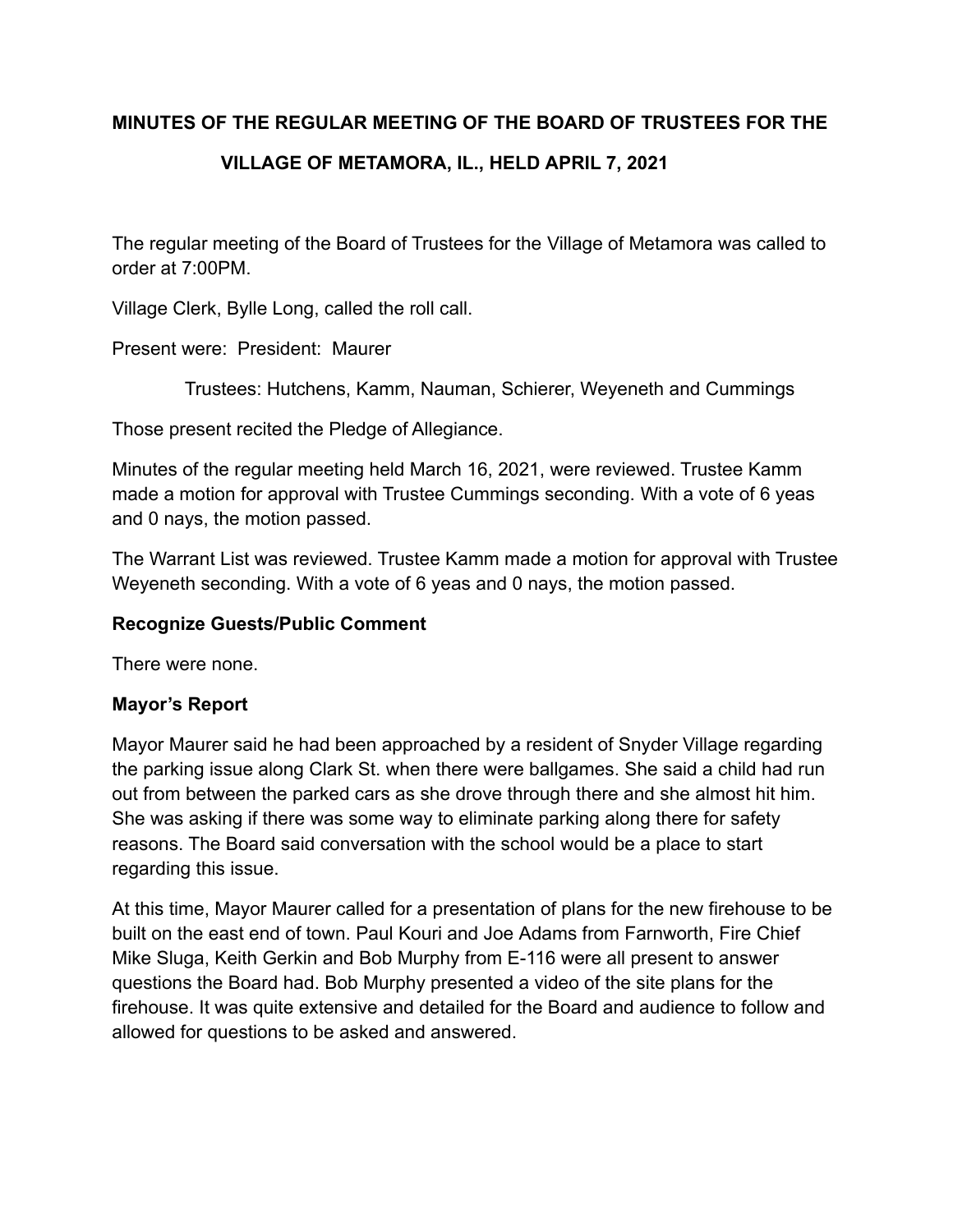**MINUTES OF THE REGULAR MEETING OF THE BOARD OF TRUSTEES FOR THE VILLAGE OF METAMORA, IL., HELD APRIL 7, 2021**

The regular meeting of the Board of Trustees for the Village of Metamora was called to order at 7:00PM.

Village Clerk, Bylle Long, called the roll call.

Present were: President: Maurer

Trustees: Hutchens, Kamm, Nauman, Schierer, Weyeneth and Cummings

Those present recited the Pledge of Allegiance.

Minutes of the regular meeting held March 16, 2021, were reviewed. Trustee Kamm made a motion for approval with Trustee Cummings seconding. With a vote of 6 yeas and 0 nays, the motion passed.

The Warrant List was reviewed. Trustee Kamm made a motion for approval with Trustee Weyeneth seconding. With a vote of 6 yeas and 0 nays, the motion passed.

**Recognize Guests/Public Comment**

There were none.

**Mayor's Report**

Mayor Maurer said he had been approached by a resident of Snyder Village regarding the parking issue along Clark St. when there were ballgames. She said a child had run out from between the parked cars as she drove through there and she almost hit him. She was asking if there was some way to eliminate parking along there for safety reasons. The Board said conversation with the school would be a place to start regarding this issue.

At this time, Mayor Maurer called for a presentation of plans for the new firehouse to be built on the east end of town. Paul Kouri and Joe Adams from Farnworth, Fire Chief Mike Sluga, Keith Gerkin and Bob Murphy from E-116 were all present to answer questions the Board had. Bob Murphy presented a video of the site plans for the firehouse. It was quite extensive and detailed for the Board and audience to follow and allowed for questions to be asked and answered.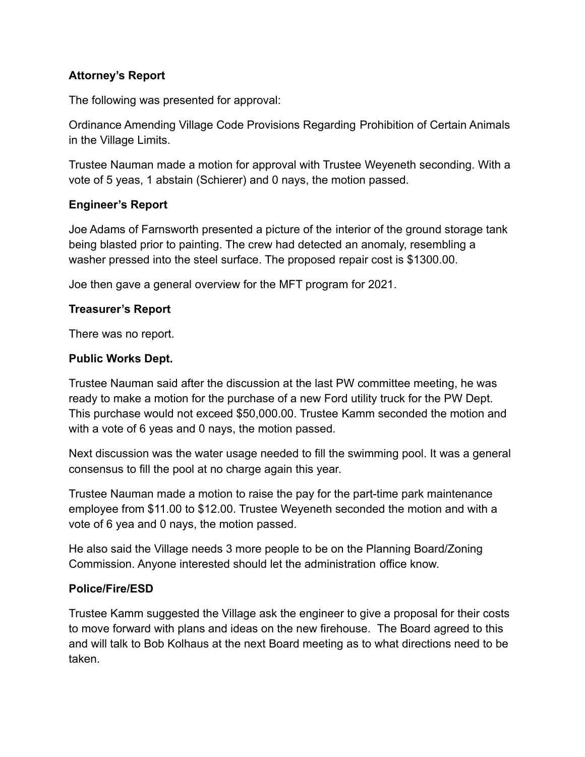**Attorney's Report**

The following was presented for approval:

Ordinance Amending Village Code Provisions Regarding Prohibition of Certain Animals in the Village Limits.

Trustee Nauman made a motion for approval with Trustee Weyeneth seconding. With a vote of 5 yeas, 1 abstain (Schierer) and 0 nays, the motion passed.

**Engineer's Report**

Joe Adams of Farnsworth presented a picture of the interior of the ground storage tank being blasted prior to painting. The crew had detected an anomaly, resembling a washer pressed into the steel surface. The proposed repair cost is $1300.00.

Joe then gave a general overview for the MFT program for 2021.

**Treasurer's Report**

There was no report.

**Public Works Dept.**

Trustee Nauman said after the discussion at the last PW committee meeting, he was ready to make a motion for the purchase of a new Ford utility truck for the PW Dept. This purchase would not exceed $50,000.00. Trustee Kamm seconded the motion and with a vote of 6 yeas and 0 nays, the motion passed.

Next discussion was the water usage needed to fill the swimming pool. It was a general consensus to fill the pool at no charge again this year.

Trustee Nauman made a motion to raise the pay for the part-time park maintenance employee from $11.00 to $12.00. Trustee Weyeneth seconded the motion and with a vote of 6 yea and 0 nays, the motion passed.

He also said the Village needs 3 more people to be on the Planning Board/Zoning Commission. Anyone interested should let the administration office know.

**Police/Fire/ESD**

Trustee Kamm suggested the Village ask the engineer to give a proposal for their costs to move forward with plans and ideas on the new firehouse. The Board agreed to this and will talk to Bob Kolhaus at the next Board meeting as to what directions need to be taken.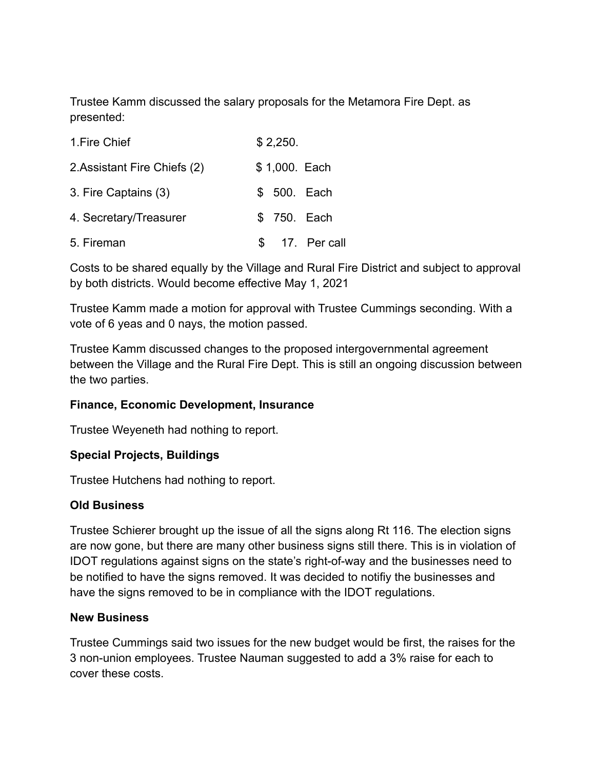Trustee Kamm discussed the salary proposals for the Metamora Fire Dept. as presented:

| | |
|---|---|
| 1.Fire Chief | $ 2,250. |
| 2.Assistant Fire Chiefs (2) | $ 1,000. Each |
| 3. Fire Captains (3) | $ 500. Each |
| 4. Secretary/Treasurer | $ 750. Each |
| 5. Fireman | $ 17. Per call |

Costs to be shared equally by the Village and Rural Fire District and subject to approval by both districts. Would become effective May 1, 2021

Trustee Kamm made a motion for approval with Trustee Cummings seconding. With a vote of 6 yeas and 0 nays, the motion passed.

Trustee Kamm discussed changes to the proposed intergovernmental agreement between the Village and the Rural Fire Dept. This is still an ongoing discussion between the two parties.

**Finance, Economic Development, Insurance**

Trustee Weyeneth had nothing to report.

**Special Projects, Buildings**

Trustee Hutchens had nothing to report.

**Old Business**

Trustee Schierer brought up the issue of all the signs along Rt 116. The election signs are now gone, but there are many other business signs still there. This is in violation of IDOT regulations against signs on the state's right-of-way and the businesses need to be notified to have the signs removed. It was decided to notifiy the businesses and have the signs removed to be in compliance with the IDOT regulations.

**New Business**

Trustee Cummings said two issues for the new budget would be first, the raises for the 3 non-union employees. Trustee Nauman suggested to add a 3% raise for each to cover these costs.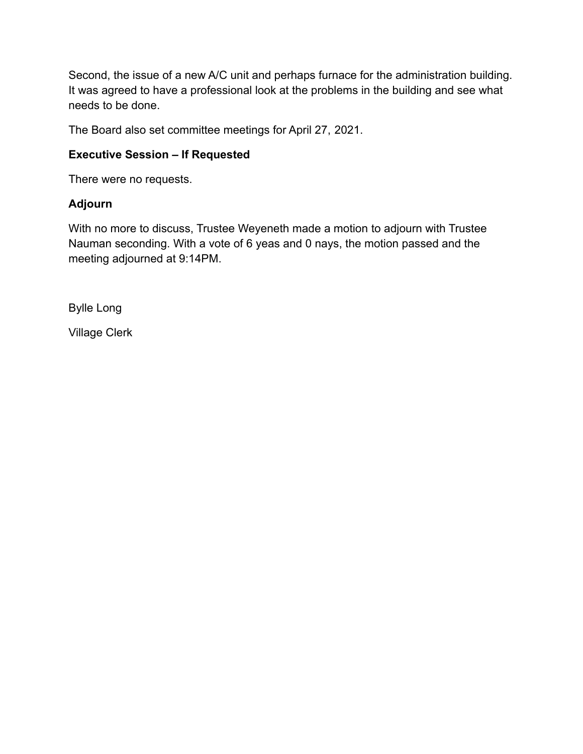Second, the issue of a new A/C unit and perhaps furnace for the administration building. It was agreed to have a professional look at the problems in the building and see what needs to be done.

The Board also set committee meetings for April 27, 2021.

**Executive Session – If Requested**

There were no requests.

**Adjourn**

With no more to discuss, Trustee Weyeneth made a motion to adjourn with Trustee Nauman seconding. With a vote of 6 yeas and 0 nays, the motion passed and the meeting adjourned at 9:14PM.

Bylle Long

Village Clerk